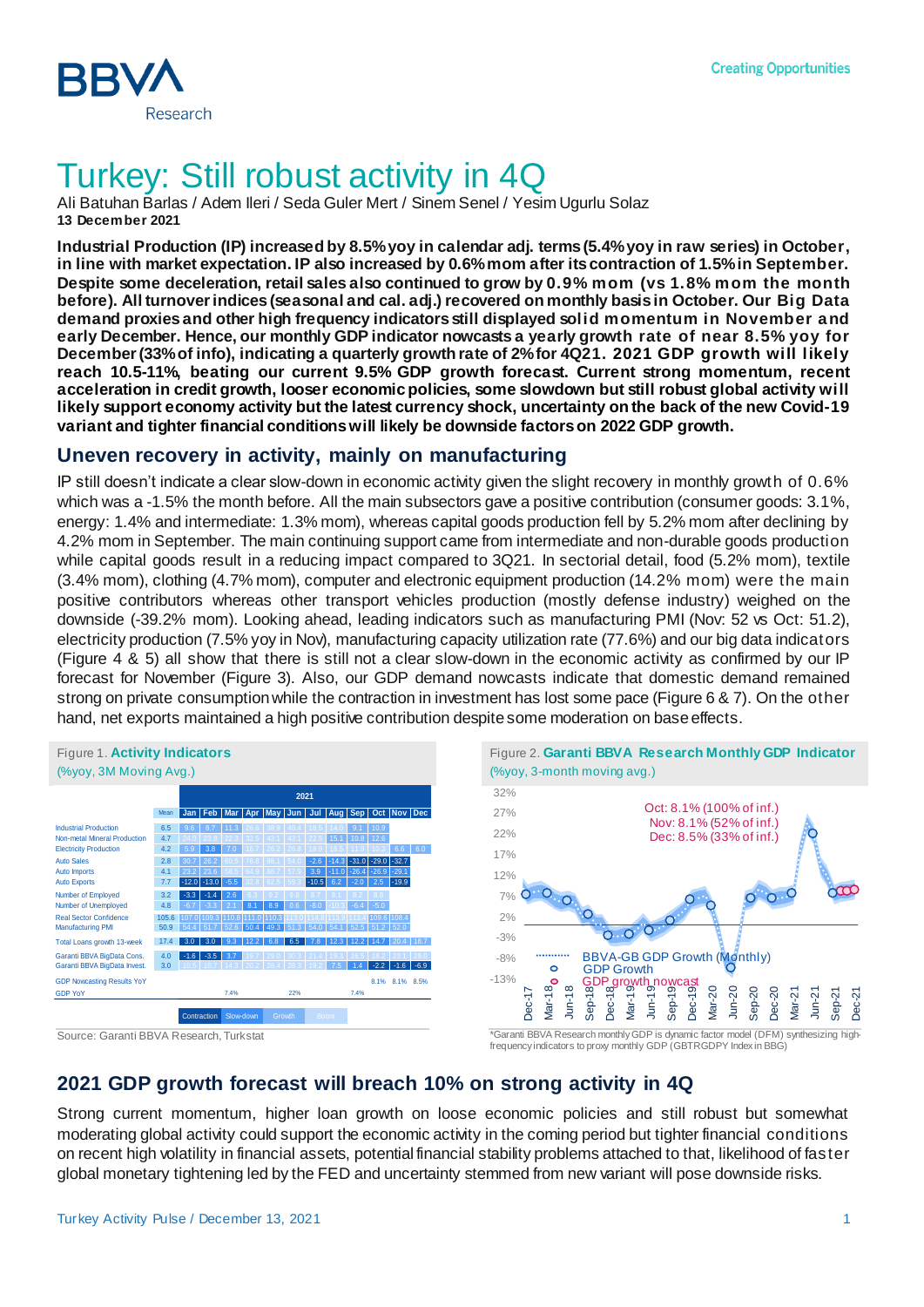# Turkey: Still robust activity in 4Q

Ali Batuhan Barlas / Adem Ileri / Seda Guler Mert / Sinem Senel / Yesim Ugurlu Solaz
**13 December 2021**

**Industrial Production (IP) increased by 8.5% yoy in calendar adj. terms (5.4% yoy in raw series) in October, in line with market expectation. IP also increased by 0.6% mom after its contraction of 1.5% in September. Despite some deceleration, retail sales also continued to grow by 0.9% mom (vs 1.8% mom the month before). All turnover indices (seasonal and cal. adj.) recovered on monthly basis in October. Our Big Data demand proxies and other high frequency indicators still displayed solid momentum in November and early December. Hence, our monthly GDP indicator nowcasts a yearly growth rate of near 8.5% yoy for December (33% of info), indicating a quarterly growth rate of 2% for 4Q21. 2021 GDP growth will likely reach 10.5-11%, beating our current 9.5% GDP growth forecast. Current strong momentum, recent acceleration in credit growth, looser economic policies, some slowdown but still robust global activity will likely support economy activity but the latest currency shock, uncertainty on the back of the new Covid-19 variant and tighter financial conditions will likely be downside factors on 2022 GDP growth.**

## Uneven recovery in activity, mainly on manufacturing

IP still doesn't indicate a clear slow-down in economic activity given the slight recovery in monthly growth of 0.6% which was a -1.5% the month before. All the main subsectors gave a positive contribution (consumer goods: 3.1%, energy: 1.4% and intermediate: 1.3% mom), whereas capital goods production fell by 5.2% mom after declining by 4.2% mom in September. The main continuing support came from intermediate and non-durable goods production while capital goods result in a reducing impact compared to 3Q21. In sectorial detail, food (5.2% mom), textile (3.4% mom), clothing (4.7% mom), computer and electronic equipment production (14.2% mom) were the main positive contributors whereas other transport vehicles production (mostly defense industry) weighed on the downside (-39.2% mom). Looking ahead, leading indicators such as manufacturing PMI (Nov: 52 vs Oct: 51.2), electricity production (7.5% yoy in Nov), manufacturing capacity utilization rate (77.6%) and our big data indicators (Figure 4 & 5) all show that there is still not a clear slow-down in the economic activity as confirmed by our IP forecast for November (Figure 3). Also, our GDP demand nowcasts indicate that domestic demand remained strong on private consumption while the contraction in investment has lost some pace (Figure 6 & 7). On the other hand, net exports maintained a high positive contribution despite some moderation on base effects.

Figure 1. **Activity Indicators** (%yoy, 3M Moving Avg.)

| | Mean | Jan | Feb | Mar | Apr | May | Jun | Jul | Aug | Sep | Oct | Nov | Dec |
|---|---|---|---|---|---|---|---|---|---|---|---|---|---|
| | | 2021 | | | | | | | | | | | |
| Industrial Production | 6.5 | 9.6 | 8.7 | 11.3 | 26.6 | 38.5 | 40.4 | 16.5 | 14.6 | 9.1 | 10.9 | | |
| Non-metal Mineral Production | 4.7 | 24.0 | 23.6 | 22.3 | 32.5 | 43.1 | 43.1 | 22.5 | 15.1 | 10.8 | 12.6 | | |
| Electricity Production | 4.2 | 5.9 | 3.8 | 7.0 | 16.7 | 26.2 | 26.8 | 18.8 | 16.5 | 11.9 | 10.3 | 6.6 | 6.0 |
| Auto Sales | 2.8 | 30.7 | 26.2 | 60.5 | 76.6 | 98.1 | 54.0 | -2.6 | -14.3 | -31.0 | -29.0 | -32.7 | |
| Auto Imports | 4.1 | 23.2 | 23.6 | 58.5 | 64.9 | 86.7 | 57.9 | 3.9 | -11.0 | -26.4 | -26.9 | -29.1 | |
| Auto Exports | 7.7 | -12.0 | -13.0 | -5.5 | 32.8 | 42.5 | 59.3 | -10.5 | 6.2 | -2.0 | 2.5 | -19.9 | |
| Number of Employed | 3.2 | -3.3 | -1.4 | 2.6 | 6.3 | 9.3 | 9.8 | 6.7 | 8.1 | 8.2 | 8.8 | | |
| Number of Unemployed | 4.8 | -6.7 | -3.3 | 2.1 | 8.1 | 8.9 | 0.6 | -8.0 | -10.3 | -6.4 | -5.0 | | |
| Real Sector Confidence | 105.6 | 107.0 | 109.3 | 110.8 | 111.0 | 110.5 | 113.0 | 114.8 | 113.3 | 111.4 | 109.6 | 108.4 | |
| Manufacturing PMI | 50.9 | 54.4 | 51.7 | 52.6 | 50.4 | 49.3 | 51.3 | 54.0 | 54.1 | 52.5 | 51.2 | 52.0 | |
| Total Loans growth 13-week | 17.4 | 3.0 | 3.0 | 9.3 | 12.2 | 6.8 | 6.5 | 7.8 | 12.3 | 12.2 | 14.7 | 20.4 | 18.7 |
| Garanti BBVA BigData Cons. | 4.0 | -1.6 | -3.5 | 3.7 | 19.7 | 29.0 | 30.3 | 21.4 | 19.3 | 18.5 | 18.2 | 23.1 | 19.0 |
| Garanti BBVA BigData Invest. | 3.0 | 10.5 | 10.7 | 14.3 | 20.2 | 28.4 | 26.3 | 19.2 | 7.5 | 1.4 | -2.2 | -1.6 | -6.9 |
| GDP Nowcasting Results YoY | | | | | | | | | | | 8.1% | 8.1% | 8.5% |
| GDP YoY | | | | 7.4% | | | 22% | | | 7.4% | | | |

Legend: Contraction / Slow-down / Growth / Boom

Source: Garanti BBVA Research, Turkstat

Figure 2. **Garanti BBVA Research Monthly GDP Indicator** (%yoy, 3-month moving avg.)

Oct: 8.1% (100% of inf.)
Nov: 8.1% (52% of inf.)
Dec: 8.5% (33% of inf.)

BBVA-GB GDP Growth (Monthly); GDP Growth; GDP growth nowcast

*Garanti BBVA Research monthly GDP is dynamic factor model (DFM) synthesizing high-frequency indicators to proxy monthly GDP (GBTRGDPY Index in BBG)

## 2021 GDP growth forecast will breach 10% on strong activity in 4Q

Strong current momentum, higher loan growth on loose economic policies and still robust but somewhat moderating global activity could support the economic activity in the coming period but tighter financial conditions on recent high volatility in financial assets, potential financial stability problems attached to that, likelihood of faster global monetary tightening led by the FED and uncertainty stemmed from new variant will pose downside risks.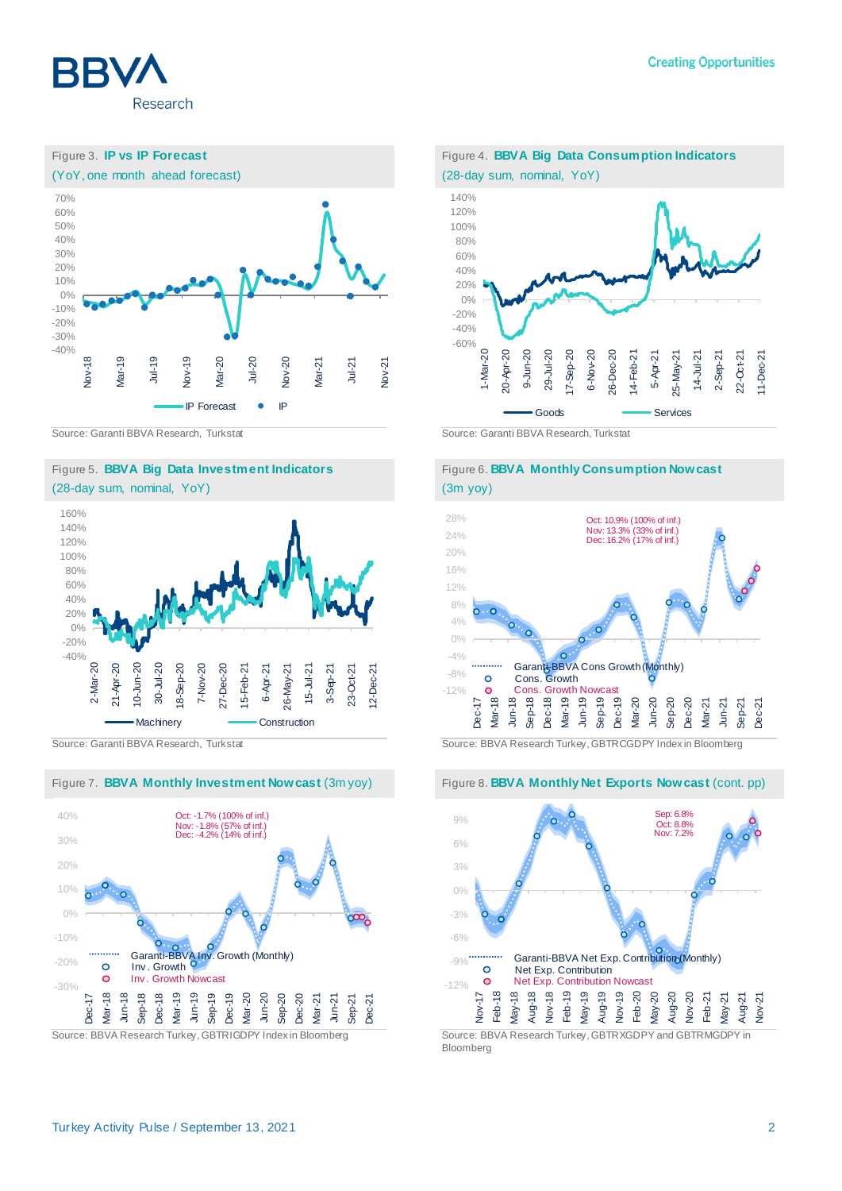Figure 3. **IP vs IP Forecast**
(YoY, one month ahead forecast)

Source: Garanti BBVA Research, Turkstat

Figure 4. **BBVA Big Data Consumption Indicators**
(28-day sum, nominal, YoY)

Source: Garanti BBVA Research, Turkstat

Figure 5. **BBVA Big Data Investment Indicators**
(28-day sum, nominal, YoY)

Source: Garanti BBVA Research, Turkstat

Figure 6. **BBVA Monthly Consumption Nowcast**
(3m yoy)

Oct: 10.9% (100% of inf.)
Nov: 13.3% (33% of inf.)
Dec: 16.2% (17% of inf.)

Source: BBVA Research Turkey, GBTRCGDPY Index in Bloomberg

Figure 7. **BBVA Monthly Investment Nowcast** (3m yoy)

Oct: -1.7% (100% of inf.)
Nov: -1.8% (57% of inf.)
Dec: -4.2% (14% of inf.)

Source: BBVA Research Turkey, GBTRIGDPY Index in Bloomberg

Figure 8. **BBVA Monthly Net Exports Nowcast** (cont. pp)

Sep: 6.8%
Oct: 8.8%
Nov: 7.2%

Source: BBVA Research Turkey, GBTRXGDPY and GBTRMGDPY in Bloomberg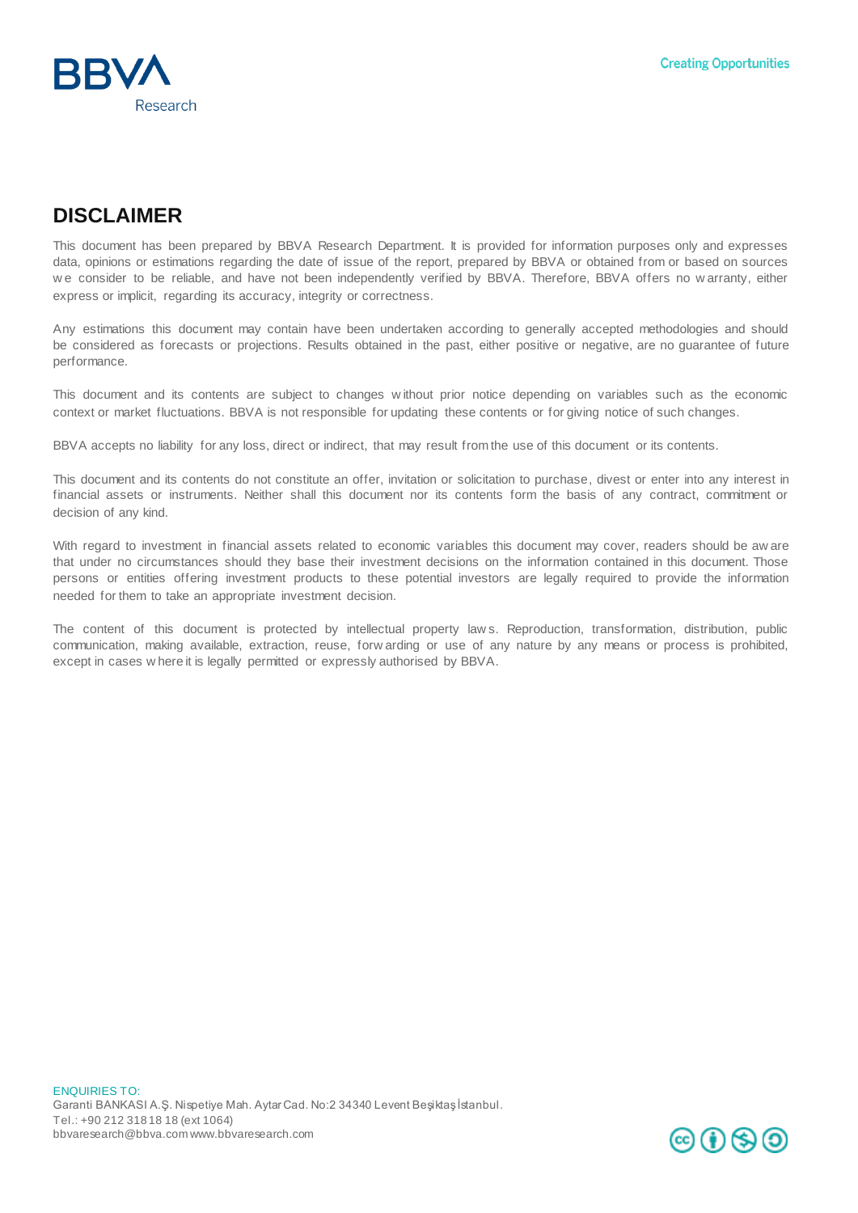# DISCLAIMER

This document has been prepared by BBVA Research Department. It is provided for information purposes only and expresses data, opinions or estimations regarding the date of issue of the report, prepared by BBVA or obtained from or based on sources we consider to be reliable, and have not been independently verified by BBVA. Therefore, BBVA offers no warranty, either express or implicit, regarding its accuracy, integrity or correctness.

Any estimations this document may contain have been undertaken according to generally accepted methodologies and should be considered as forecasts or projections. Results obtained in the past, either positive or negative, are no guarantee of future performance.

This document and its contents are subject to changes without prior notice depending on variables such as the economic context or market fluctuations. BBVA is not responsible for updating these contents or for giving notice of such changes.

BBVA accepts no liability for any loss, direct or indirect, that may result from the use of this document or its contents.

This document and its contents do not constitute an offer, invitation or solicitation to purchase, divest or enter into any interest in financial assets or instruments. Neither shall this document nor its contents form the basis of any contract, commitment or decision of any kind.

With regard to investment in financial assets related to economic variables this document may cover, readers should be aware that under no circumstances should they base their investment decisions on the information contained in this document. Those persons or entities offering investment products to these potential investors are legally required to provide the information needed for them to take an appropriate investment decision.

The content of this document is protected by intellectual property laws. Reproduction, transformation, distribution, public communication, making available, extraction, reuse, forwarding or use of any nature by any means or process is prohibited, except in cases where it is legally permitted or expressly authorised by BBVA.

ENQUIRIES TO:
Garanti BANKASI A.Ş. Nispetiye Mah. Aytar Cad. No:2 34340 Levent Beşiktaş İstanbul.
Tel.: +90 212 318 18 18 (ext 1064)
bbvaresearch@bbva.com www.bbvaresearch.com